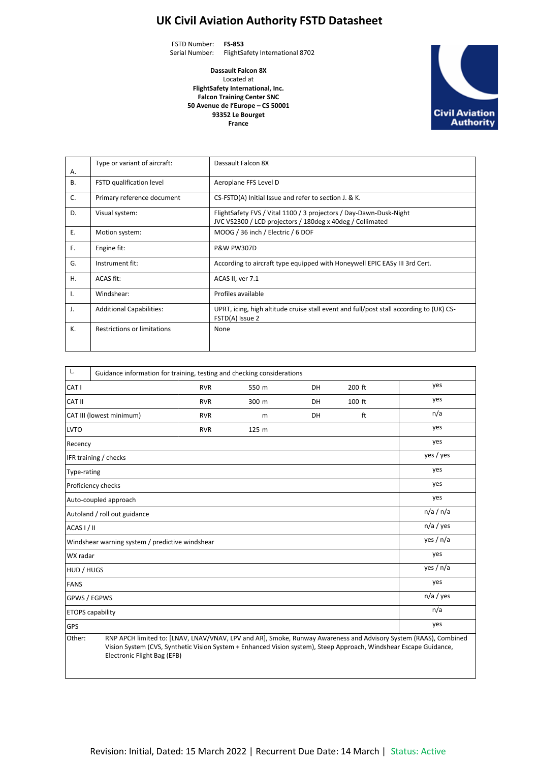# UK Civil Aviation Authority FSTD Datasheet

FSTD Number: **FS-853**
Serial Number: FlightSafety International 8702

**Dassault Falcon 8X**
Located at
**FlightSafety International, Inc.**
**Falcon Training Center SNC**
**50 Avenue de l'Europe – CS 50001**
**93352 Le Bourget**
**France**

| | | |
|---|---|---|
| A. | Type or variant of aircraft: | Dassault Falcon 8X |
| B. | FSTD qualification level | Aeroplane FFS Level D |
| C. | Primary reference document | CS-FSTD(A) Initial Issue and refer to section J. & K. |
| D. | Visual system: | FlightSafety FVS / Vital 1100 / 3 projectors / Day-Dawn-Dusk-Night<br>JVC VS2300 / LCD projectors / 180deg x 40deg / Collimated |
| E. | Motion system: | MOOG / 36 inch / Electric / 6 DOF |
| F. | Engine fit: | P&W PW307D |
| G. | Instrument fit: | According to aircraft type equipped with Honeywell EPIC EASy III 3rd Cert. |
| H. | ACAS fit: | ACAS II, ver 7.1 |
| I. | Windshear: | Profiles available |
| J. | Additional Capabilities: | UPRT, icing, high altitude cruise stall event and full/post stall according to (UK) CS-FSTD(A) Issue 2 |
| K. | Restrictions or limitations | None |

| L. Guidance information for training, testing and checking considerations | | | | | |
|---|---|---|---|---|---|
| CAT I | RVR | 550 m | DH | 200 ft | yes |
| CAT II | RVR | 300 m | DH | 100 ft | yes |
| CAT III (lowest minimum) | RVR | m | DH | ft | n/a |
| LVTO | RVR | 125 m | | | yes |
| Recency | | | | | yes |
| IFR training / checks | | | | | yes / yes |
| Type-rating | | | | | yes |
| Proficiency checks | | | | | yes |
| Auto-coupled approach | | | | | yes |
| Autoland / roll out guidance | | | | | n/a / n/a |
| ACAS I / II | | | | | n/a / yes |
| Windshear warning system / predictive windshear | | | | | yes / n/a |
| WX radar | | | | | yes |
| HUD / HUGS | | | | | yes / n/a |
| FANS | | | | | yes |
| GPWS / EGPWS | | | | | n/a / yes |
| ETOPS capability | | | | | n/a |
| GPS | | | | | yes |
| Other: RNP APCH limited to: [LNAV, LNAV/VNAV, LPV and AR], Smoke, Runway Awareness and Advisory System (RAAS), Combined Vision System (CVS, Synthetic Vision System + Enhanced Vision system), Steep Approach, Windshear Escape Guidance, Electronic Flight Bag (EFB) | | | | | |

Revision: Initial, Dated: 15 March 2022 | Recurrent Due Date: 14 March | Status: Active